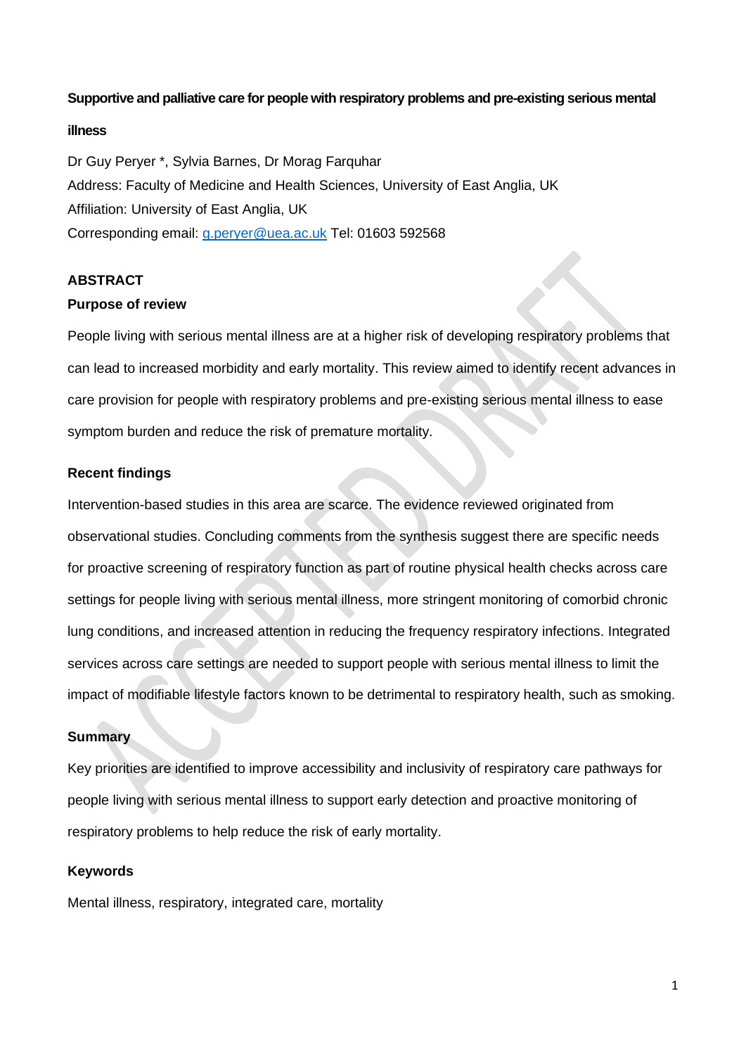**Supportive and palliative care for people with respiratory problems and pre-existing serious mental illness**

Dr Guy Peryer *, Sylvia Barnes, Dr Morag Farquhar

Address: Faculty of Medicine and Health Sciences, University of East Anglia, UK

Affiliation: University of East Anglia, UK

Corresponding email: g.peryer@uea.ac.uk Tel: 01603 592568

## ABSTRACT

### Purpose of review

People living with serious mental illness are at a higher risk of developing respiratory problems that can lead to increased morbidity and early mortality. This review aimed to identify recent advances in care provision for people with respiratory problems and pre-existing serious mental illness to ease symptom burden and reduce the risk of premature mortality.

### Recent findings

Intervention-based studies in this area are scarce. The evidence reviewed originated from observational studies. Concluding comments from the synthesis suggest there are specific needs for proactive screening of respiratory function as part of routine physical health checks across care settings for people living with serious mental illness, more stringent monitoring of comorbid chronic lung conditions, and increased attention in reducing the frequency respiratory infections. Integrated services across care settings are needed to support people with serious mental illness to limit the impact of modifiable lifestyle factors known to be detrimental to respiratory health, such as smoking.

### Summary

Key priorities are identified to improve accessibility and inclusivity of respiratory care pathways for people living with serious mental illness to support early detection and proactive monitoring of respiratory problems to help reduce the risk of early mortality.

### Keywords

Mental illness, respiratory, integrated care, mortality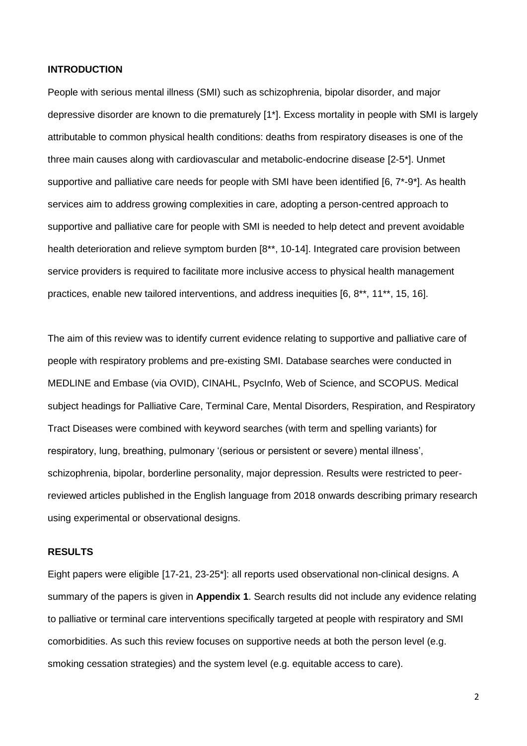## INTRODUCTION

People with serious mental illness (SMI) such as schizophrenia, bipolar disorder, and major depressive disorder are known to die prematurely [1*]. Excess mortality in people with SMI is largely attributable to common physical health conditions: deaths from respiratory diseases is one of the three main causes along with cardiovascular and metabolic-endocrine disease [2-5*]. Unmet supportive and palliative care needs for people with SMI have been identified [6, 7*-9*]. As health services aim to address growing complexities in care, adopting a person-centred approach to supportive and palliative care for people with SMI is needed to help detect and prevent avoidable health deterioration and relieve symptom burden [8**, 10-14]. Integrated care provision between service providers is required to facilitate more inclusive access to physical health management practices, enable new tailored interventions, and address inequities [6, 8**, 11**, 15, 16].

The aim of this review was to identify current evidence relating to supportive and palliative care of people with respiratory problems and pre-existing SMI. Database searches were conducted in MEDLINE and Embase (via OVID), CINAHL, PsycInfo, Web of Science, and SCOPUS. Medical subject headings for Palliative Care, Terminal Care, Mental Disorders, Respiration, and Respiratory Tract Diseases were combined with keyword searches (with term and spelling variants) for respiratory, lung, breathing, pulmonary '(serious or persistent or severe) mental illness', schizophrenia, bipolar, borderline personality, major depression. Results were restricted to peer-reviewed articles published in the English language from 2018 onwards describing primary research using experimental or observational designs.

## RESULTS

Eight papers were eligible [17-21, 23-25*]: all reports used observational non-clinical designs. A summary of the papers is given in **Appendix 1**. Search results did not include any evidence relating to palliative or terminal care interventions specifically targeted at people with respiratory and SMI comorbidities. As such this review focuses on supportive needs at both the person level (e.g. smoking cessation strategies) and the system level (e.g. equitable access to care).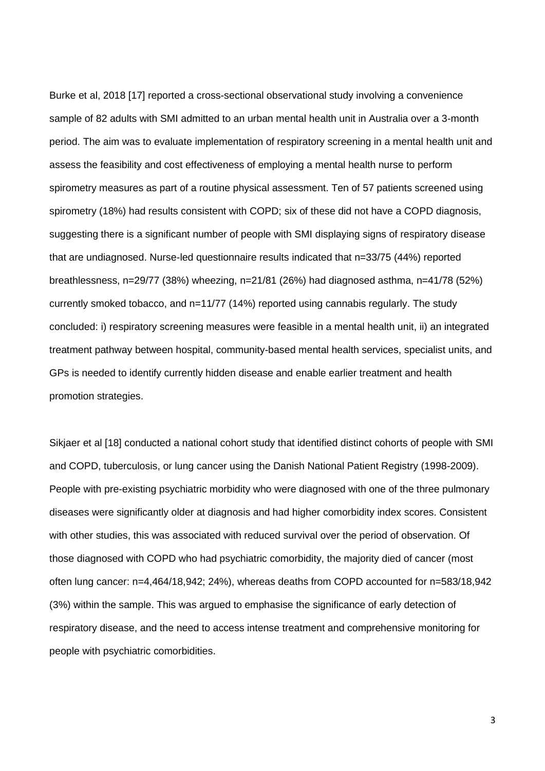Burke et al, 2018 [17] reported a cross-sectional observational study involving a convenience sample of 82 adults with SMI admitted to an urban mental health unit in Australia over a 3-month period. The aim was to evaluate implementation of respiratory screening in a mental health unit and assess the feasibility and cost effectiveness of employing a mental health nurse to perform spirometry measures as part of a routine physical assessment. Ten of 57 patients screened using spirometry (18%) had results consistent with COPD; six of these did not have a COPD diagnosis, suggesting there is a significant number of people with SMI displaying signs of respiratory disease that are undiagnosed. Nurse-led questionnaire results indicated that n=33/75 (44%) reported breathlessness, n=29/77 (38%) wheezing, n=21/81 (26%) had diagnosed asthma, n=41/78 (52%) currently smoked tobacco, and n=11/77 (14%) reported using cannabis regularly. The study concluded: i) respiratory screening measures were feasible in a mental health unit, ii) an integrated treatment pathway between hospital, community-based mental health services, specialist units, and GPs is needed to identify currently hidden disease and enable earlier treatment and health promotion strategies.

Sikjaer et al [18] conducted a national cohort study that identified distinct cohorts of people with SMI and COPD, tuberculosis, or lung cancer using the Danish National Patient Registry (1998-2009). People with pre-existing psychiatric morbidity who were diagnosed with one of the three pulmonary diseases were significantly older at diagnosis and had higher comorbidity index scores. Consistent with other studies, this was associated with reduced survival over the period of observation. Of those diagnosed with COPD who had psychiatric comorbidity, the majority died of cancer (most often lung cancer: n=4,464/18,942; 24%), whereas deaths from COPD accounted for n=583/18,942 (3%) within the sample. This was argued to emphasise the significance of early detection of respiratory disease, and the need to access intense treatment and comprehensive monitoring for people with psychiatric comorbidities.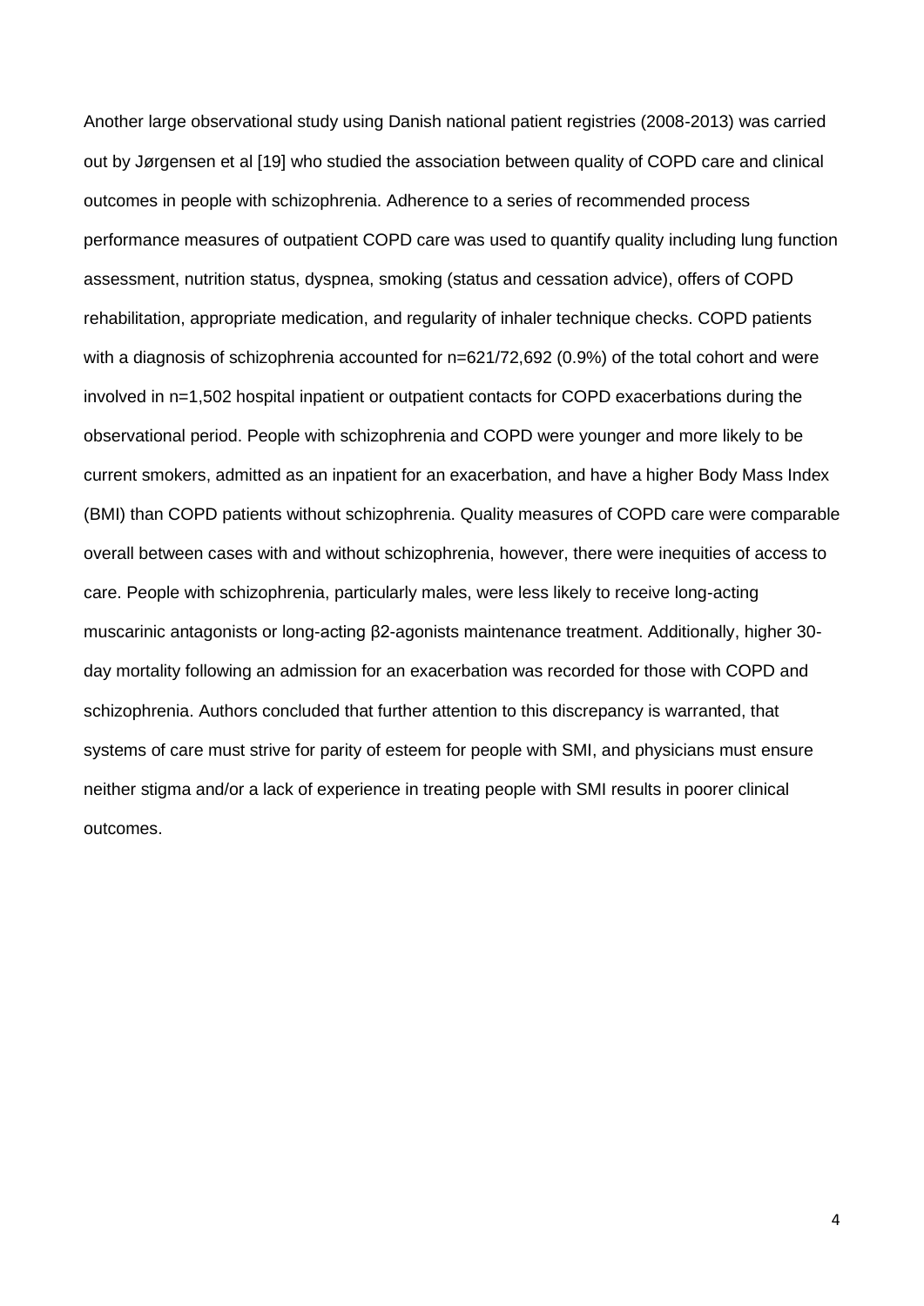Another large observational study using Danish national patient registries (2008-2013) was carried out by Jørgensen et al [19] who studied the association between quality of COPD care and clinical outcomes in people with schizophrenia. Adherence to a series of recommended process performance measures of outpatient COPD care was used to quantify quality including lung function assessment, nutrition status, dyspnea, smoking (status and cessation advice), offers of COPD rehabilitation, appropriate medication, and regularity of inhaler technique checks. COPD patients with a diagnosis of schizophrenia accounted for n=621/72,692 (0.9%) of the total cohort and were involved in n=1,502 hospital inpatient or outpatient contacts for COPD exacerbations during the observational period. People with schizophrenia and COPD were younger and more likely to be current smokers, admitted as an inpatient for an exacerbation, and have a higher Body Mass Index (BMI) than COPD patients without schizophrenia. Quality measures of COPD care were comparable overall between cases with and without schizophrenia, however, there were inequities of access to care. People with schizophrenia, particularly males, were less likely to receive long-acting muscarinic antagonists or long-acting β2-agonists maintenance treatment. Additionally, higher 30-day mortality following an admission for an exacerbation was recorded for those with COPD and schizophrenia. Authors concluded that further attention to this discrepancy is warranted, that systems of care must strive for parity of esteem for people with SMI, and physicians must ensure neither stigma and/or a lack of experience in treating people with SMI results in poorer clinical outcomes.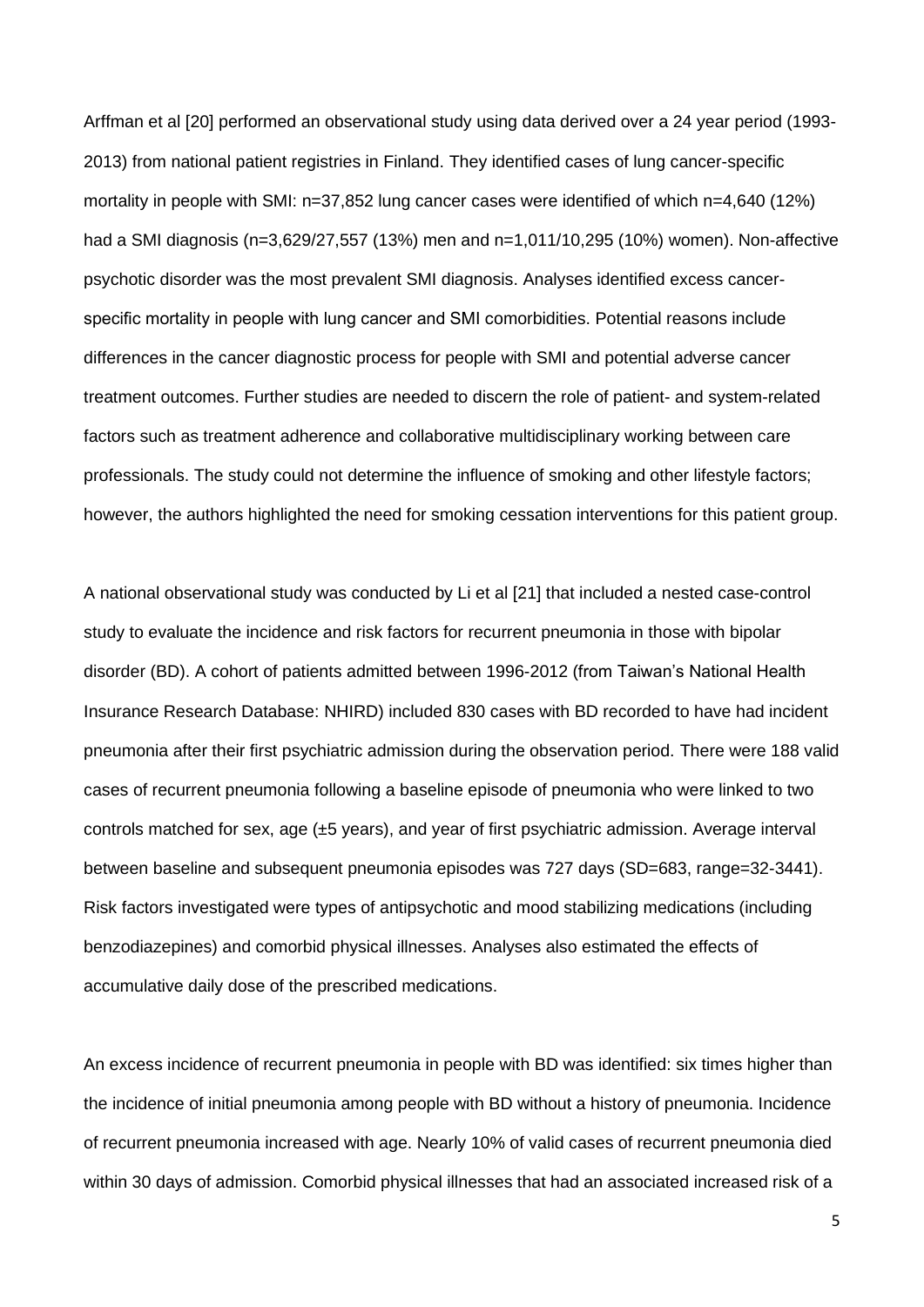Arffman et al [20] performed an observational study using data derived over a 24 year period (1993-2013) from national patient registries in Finland. They identified cases of lung cancer-specific mortality in people with SMI: n=37,852 lung cancer cases were identified of which n=4,640 (12%) had a SMI diagnosis (n=3,629/27,557 (13%) men and n=1,011/10,295 (10%) women). Non-affective psychotic disorder was the most prevalent SMI diagnosis. Analyses identified excess cancer-specific mortality in people with lung cancer and SMI comorbidities. Potential reasons include differences in the cancer diagnostic process for people with SMI and potential adverse cancer treatment outcomes. Further studies are needed to discern the role of patient- and system-related factors such as treatment adherence and collaborative multidisciplinary working between care professionals. The study could not determine the influence of smoking and other lifestyle factors; however, the authors highlighted the need for smoking cessation interventions for this patient group.

A national observational study was conducted by Li et al [21] that included a nested case-control study to evaluate the incidence and risk factors for recurrent pneumonia in those with bipolar disorder (BD). A cohort of patients admitted between 1996-2012 (from Taiwan's National Health Insurance Research Database: NHIRD) included 830 cases with BD recorded to have had incident pneumonia after their first psychiatric admission during the observation period. There were 188 valid cases of recurrent pneumonia following a baseline episode of pneumonia who were linked to two controls matched for sex, age (±5 years), and year of first psychiatric admission. Average interval between baseline and subsequent pneumonia episodes was 727 days (SD=683, range=32-3441). Risk factors investigated were types of antipsychotic and mood stabilizing medications (including benzodiazepines) and comorbid physical illnesses. Analyses also estimated the effects of accumulative daily dose of the prescribed medications.

An excess incidence of recurrent pneumonia in people with BD was identified: six times higher than the incidence of initial pneumonia among people with BD without a history of pneumonia. Incidence of recurrent pneumonia increased with age. Nearly 10% of valid cases of recurrent pneumonia died within 30 days of admission. Comorbid physical illnesses that had an associated increased risk of a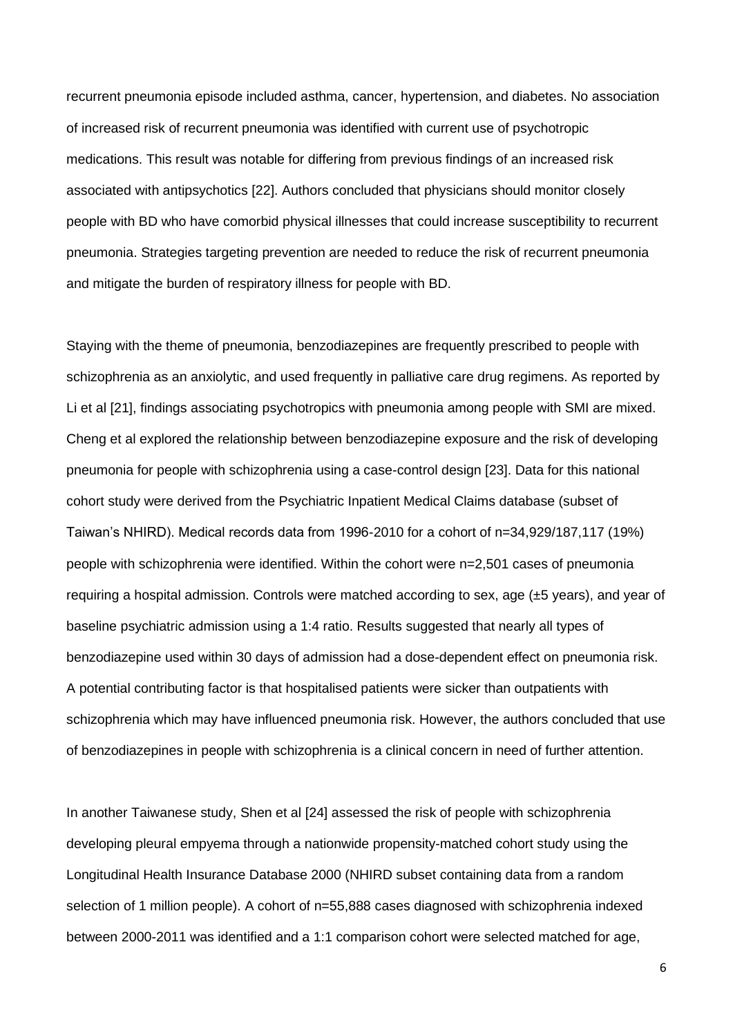recurrent pneumonia episode included asthma, cancer, hypertension, and diabetes. No association of increased risk of recurrent pneumonia was identified with current use of psychotropic medications. This result was notable for differing from previous findings of an increased risk associated with antipsychotics [22]. Authors concluded that physicians should monitor closely people with BD who have comorbid physical illnesses that could increase susceptibility to recurrent pneumonia. Strategies targeting prevention are needed to reduce the risk of recurrent pneumonia and mitigate the burden of respiratory illness for people with BD.

Staying with the theme of pneumonia, benzodiazepines are frequently prescribed to people with schizophrenia as an anxiolytic, and used frequently in palliative care drug regimens. As reported by Li et al [21], findings associating psychotropics with pneumonia among people with SMI are mixed. Cheng et al explored the relationship between benzodiazepine exposure and the risk of developing pneumonia for people with schizophrenia using a case-control design [23]. Data for this national cohort study were derived from the Psychiatric Inpatient Medical Claims database (subset of Taiwan's NHIRD). Medical records data from 1996-2010 for a cohort of n=34,929/187,117 (19%) people with schizophrenia were identified. Within the cohort were n=2,501 cases of pneumonia requiring a hospital admission. Controls were matched according to sex, age (±5 years), and year of baseline psychiatric admission using a 1:4 ratio. Results suggested that nearly all types of benzodiazepine used within 30 days of admission had a dose-dependent effect on pneumonia risk. A potential contributing factor is that hospitalised patients were sicker than outpatients with schizophrenia which may have influenced pneumonia risk. However, the authors concluded that use of benzodiazepines in people with schizophrenia is a clinical concern in need of further attention.

In another Taiwanese study, Shen et al [24] assessed the risk of people with schizophrenia developing pleural empyema through a nationwide propensity-matched cohort study using the Longitudinal Health Insurance Database 2000 (NHIRD subset containing data from a random selection of 1 million people). A cohort of n=55,888 cases diagnosed with schizophrenia indexed between 2000-2011 was identified and a 1:1 comparison cohort were selected matched for age,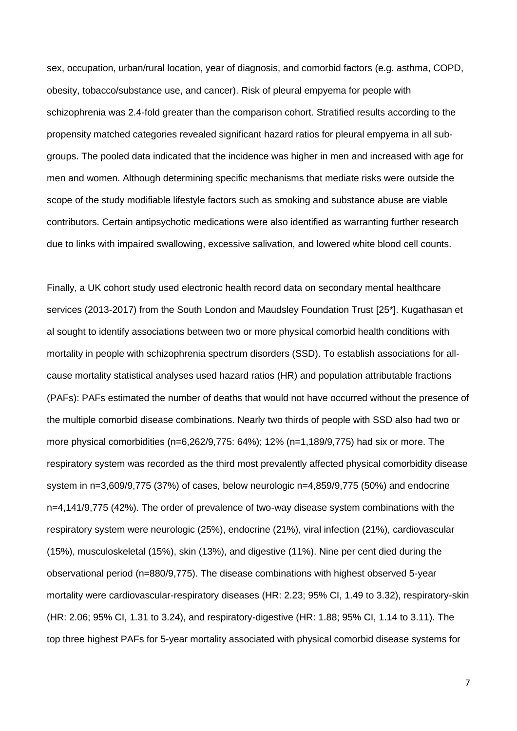sex, occupation, urban/rural location, year of diagnosis, and comorbid factors (e.g. asthma, COPD, obesity, tobacco/substance use, and cancer). Risk of pleural empyema for people with schizophrenia was 2.4-fold greater than the comparison cohort. Stratified results according to the propensity matched categories revealed significant hazard ratios for pleural empyema in all sub-groups. The pooled data indicated that the incidence was higher in men and increased with age for men and women. Although determining specific mechanisms that mediate risks were outside the scope of the study modifiable lifestyle factors such as smoking and substance abuse are viable contributors. Certain antipsychotic medications were also identified as warranting further research due to links with impaired swallowing, excessive salivation, and lowered white blood cell counts.

Finally, a UK cohort study used electronic health record data on secondary mental healthcare services (2013-2017) from the South London and Maudsley Foundation Trust [25*]. Kugathasan et al sought to identify associations between two or more physical comorbid health conditions with mortality in people with schizophrenia spectrum disorders (SSD). To establish associations for all-cause mortality statistical analyses used hazard ratios (HR) and population attributable fractions (PAFs): PAFs estimated the number of deaths that would not have occurred without the presence of the multiple comorbid disease combinations. Nearly two thirds of people with SSD also had two or more physical comorbidities (n=6,262/9,775: 64%); 12% (n=1,189/9,775) had six or more. The respiratory system was recorded as the third most prevalently affected physical comorbidity disease system in n=3,609/9,775 (37%) of cases, below neurologic n=4,859/9,775 (50%) and endocrine n=4,141/9,775 (42%). The order of prevalence of two-way disease system combinations with the respiratory system were neurologic (25%), endocrine (21%), viral infection (21%), cardiovascular (15%), musculoskeletal (15%), skin (13%), and digestive (11%). Nine per cent died during the observational period (n=880/9,775). The disease combinations with highest observed 5-year mortality were cardiovascular-respiratory diseases (HR: 2.23; 95% CI, 1.49 to 3.32), respiratory-skin (HR: 2.06; 95% CI, 1.31 to 3.24), and respiratory-digestive (HR: 1.88; 95% CI, 1.14 to 3.11). The top three highest PAFs for 5-year mortality associated with physical comorbid disease systems for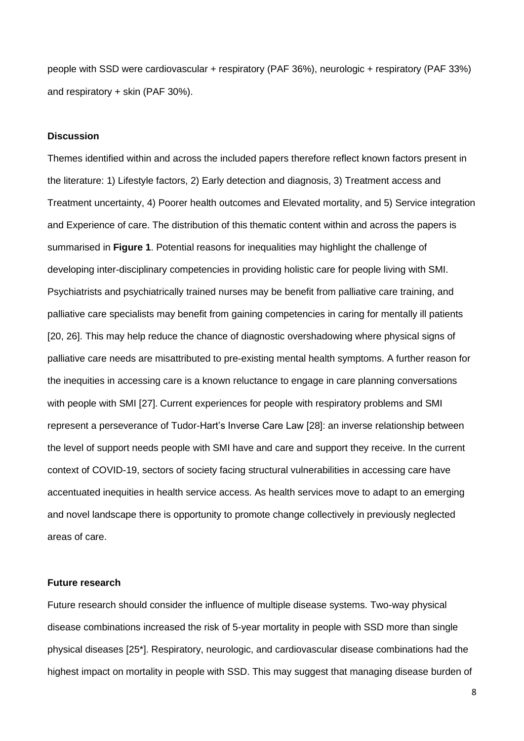people with SSD were cardiovascular + respiratory (PAF 36%), neurologic + respiratory (PAF 33%) and respiratory + skin (PAF 30%).

## Discussion

Themes identified within and across the included papers therefore reflect known factors present in the literature: 1) Lifestyle factors, 2) Early detection and diagnosis, 3) Treatment access and Treatment uncertainty, 4) Poorer health outcomes and Elevated mortality, and 5) Service integration and Experience of care. The distribution of this thematic content within and across the papers is summarised in **Figure 1**. Potential reasons for inequalities may highlight the challenge of developing inter-disciplinary competencies in providing holistic care for people living with SMI. Psychiatrists and psychiatrically trained nurses may be benefit from palliative care training, and palliative care specialists may benefit from gaining competencies in caring for mentally ill patients [20, 26]. This may help reduce the chance of diagnostic overshadowing where physical signs of palliative care needs are misattributed to pre-existing mental health symptoms. A further reason for the inequities in accessing care is a known reluctance to engage in care planning conversations with people with SMI [27]. Current experiences for people with respiratory problems and SMI represent a perseverance of Tudor-Hart's Inverse Care Law [28]: an inverse relationship between the level of support needs people with SMI have and care and support they receive. In the current context of COVID-19, sectors of society facing structural vulnerabilities in accessing care have accentuated inequities in health service access. As health services move to adapt to an emerging and novel landscape there is opportunity to promote change collectively in previously neglected areas of care.

## Future research

Future research should consider the influence of multiple disease systems. Two-way physical disease combinations increased the risk of 5-year mortality in people with SSD more than single physical diseases [25*]. Respiratory, neurologic, and cardiovascular disease combinations had the highest impact on mortality in people with SSD. This may suggest that managing disease burden of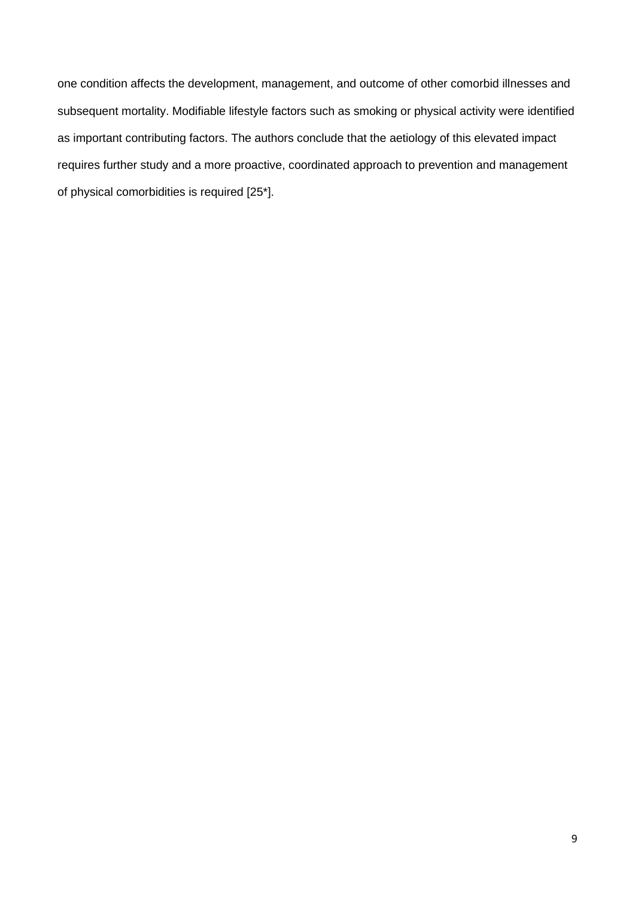one condition affects the development, management, and outcome of other comorbid illnesses and subsequent mortality. Modifiable lifestyle factors such as smoking or physical activity were identified as important contributing factors. The authors conclude that the aetiology of this elevated impact requires further study and a more proactive, coordinated approach to prevention and management of physical comorbidities is required [25*].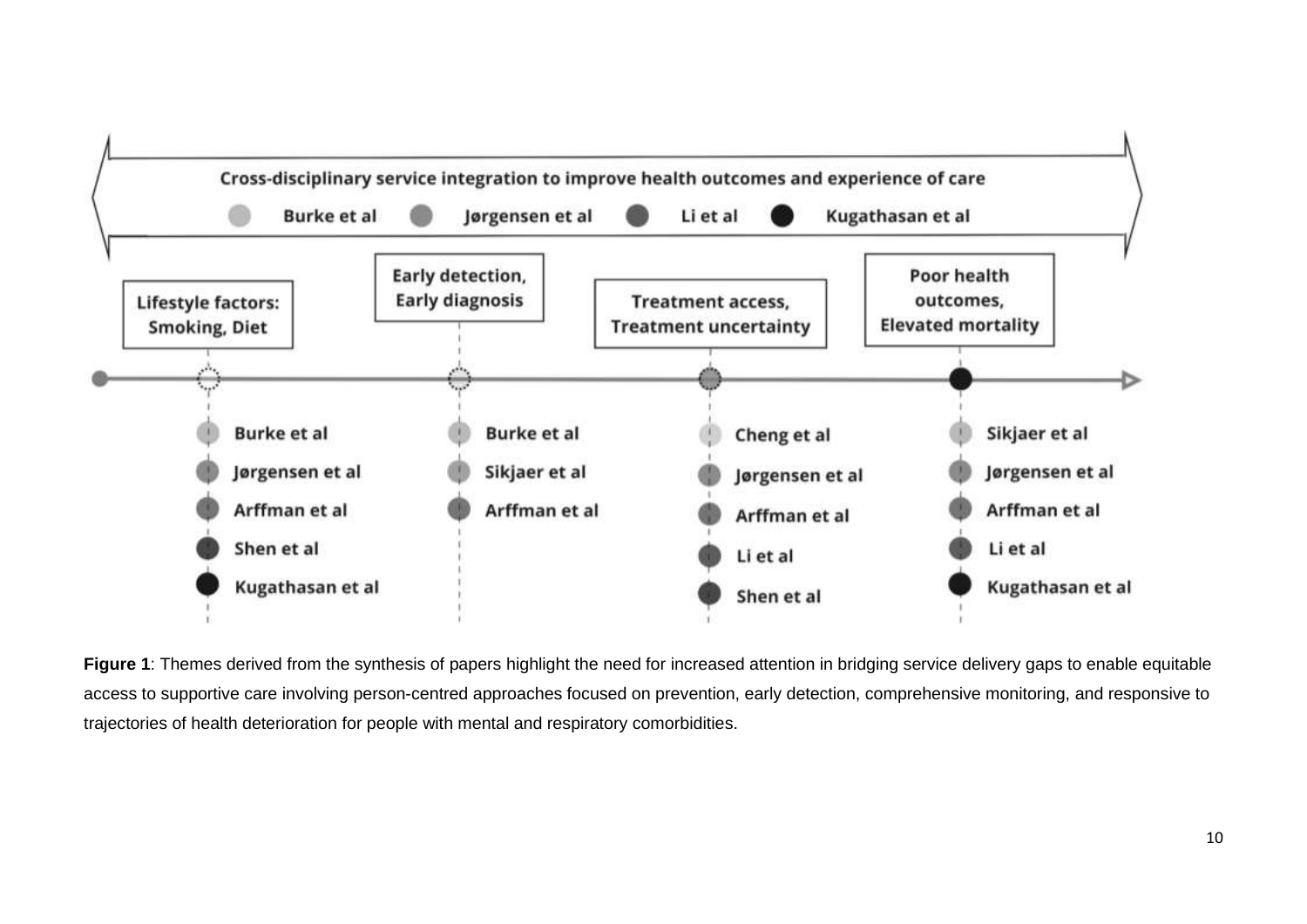**Figure 1**: Themes derived from the synthesis of papers highlight the need for increased attention in bridging service delivery gaps to enable equitable access to supportive care involving person-centred approaches focused on prevention, early detection, comprehensive monitoring, and responsive to trajectories of health deterioration for people with mental and respiratory comorbidities.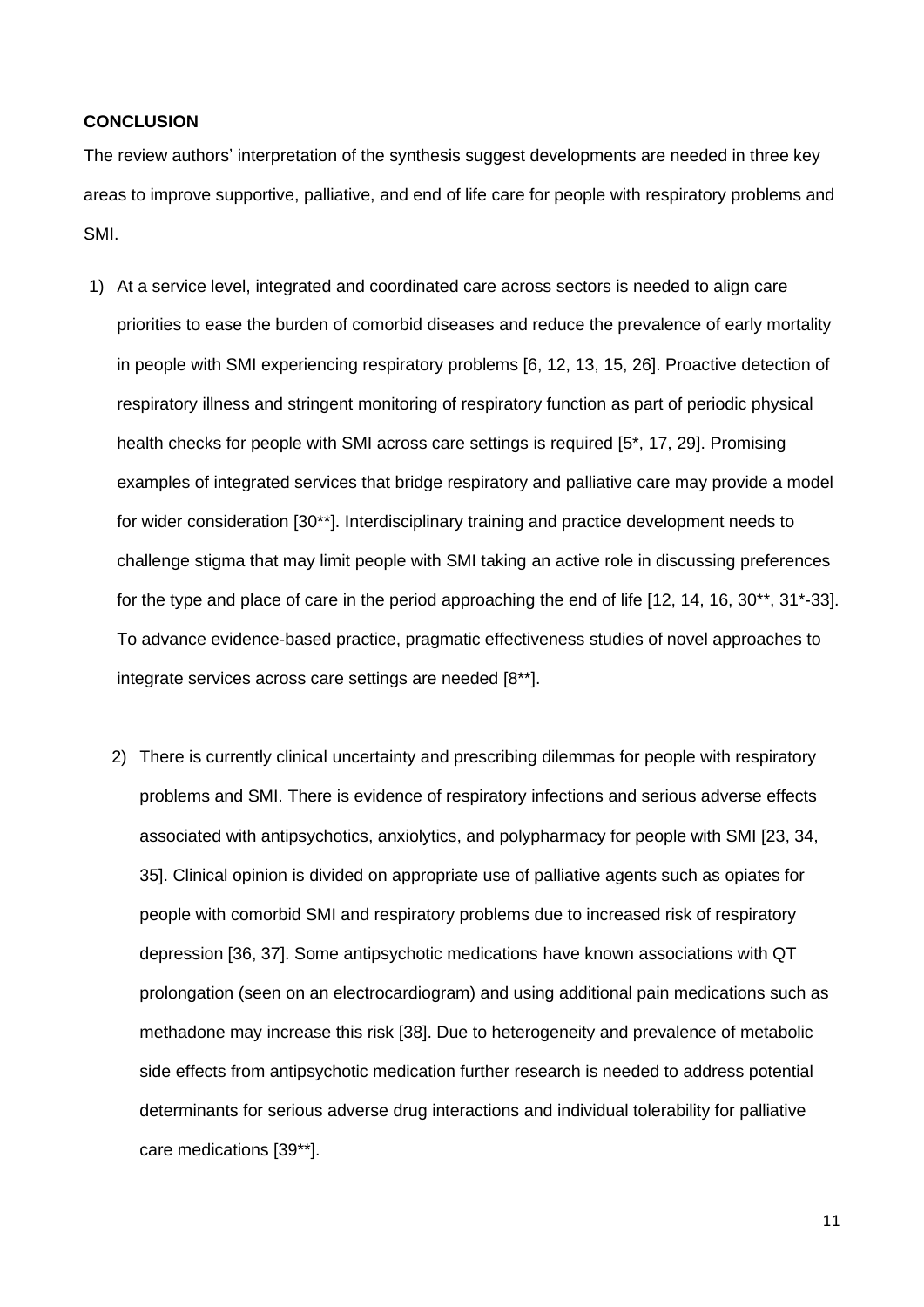**CONCLUSION**

The review authors' interpretation of the synthesis suggest developments are needed in three key areas to improve supportive, palliative, and end of life care for people with respiratory problems and SMI.

1) At a service level, integrated and coordinated care across sectors is needed to align care priorities to ease the burden of comorbid diseases and reduce the prevalence of early mortality in people with SMI experiencing respiratory problems [6, 12, 13, 15, 26]. Proactive detection of respiratory illness and stringent monitoring of respiratory function as part of periodic physical health checks for people with SMI across care settings is required [5*, 17, 29]. Promising examples of integrated services that bridge respiratory and palliative care may provide a model for wider consideration [30**]. Interdisciplinary training and practice development needs to challenge stigma that may limit people with SMI taking an active role in discussing preferences for the type and place of care in the period approaching the end of life [12, 14, 16, 30**, 31*-33]. To advance evidence-based practice, pragmatic effectiveness studies of novel approaches to integrate services across care settings are needed [8**].

2) There is currently clinical uncertainty and prescribing dilemmas for people with respiratory problems and SMI. There is evidence of respiratory infections and serious adverse effects associated with antipsychotics, anxiolytics, and polypharmacy for people with SMI [23, 34, 35]. Clinical opinion is divided on appropriate use of palliative agents such as opiates for people with comorbid SMI and respiratory problems due to increased risk of respiratory depression [36, 37]. Some antipsychotic medications have known associations with QT prolongation (seen on an electrocardiogram) and using additional pain medications such as methadone may increase this risk [38]. Due to heterogeneity and prevalence of metabolic side effects from antipsychotic medication further research is needed to address potential determinants for serious adverse drug interactions and individual tolerability for palliative care medications [39**].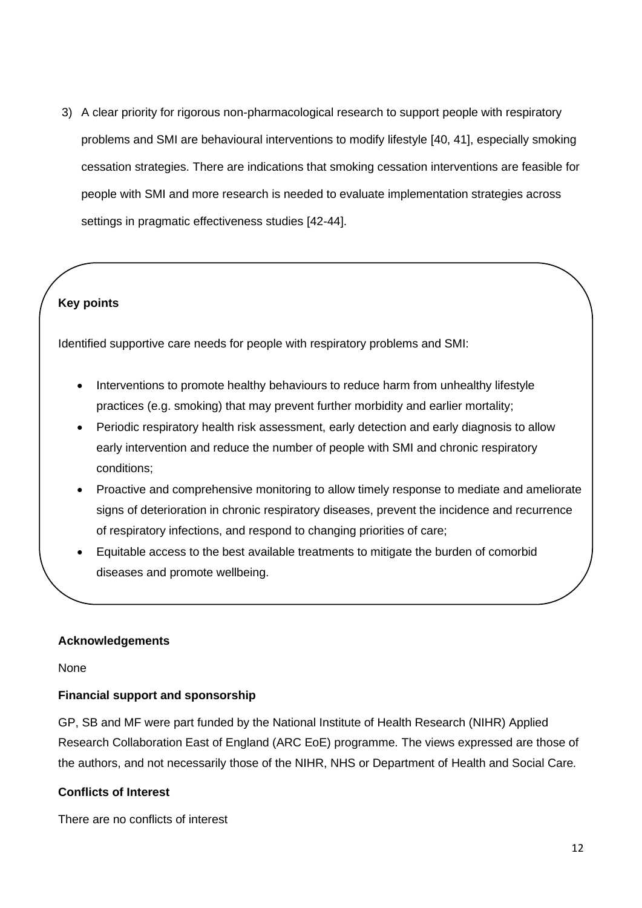3) A clear priority for rigorous non-pharmacological research to support people with respiratory problems and SMI are behavioural interventions to modify lifestyle [40, 41], especially smoking cessation strategies. There are indications that smoking cessation interventions are feasible for people with SMI and more research is needed to evaluate implementation strategies across settings in pragmatic effectiveness studies [42-44].

**Key points**

Identified supportive care needs for people with respiratory problems and SMI:

- Interventions to promote healthy behaviours to reduce harm from unhealthy lifestyle practices (e.g. smoking) that may prevent further morbidity and earlier mortality;
- Periodic respiratory health risk assessment, early detection and early diagnosis to allow early intervention and reduce the number of people with SMI and chronic respiratory conditions;
- Proactive and comprehensive monitoring to allow timely response to mediate and ameliorate signs of deterioration in chronic respiratory diseases, prevent the incidence and recurrence of respiratory infections, and respond to changing priorities of care;
- Equitable access to the best available treatments to mitigate the burden of comorbid diseases and promote wellbeing.

**Acknowledgements**

None

**Financial support and sponsorship**

GP, SB and MF were part funded by the National Institute of Health Research (NIHR) Applied Research Collaboration East of England (ARC EoE) programme. The views expressed are those of the authors, and not necessarily those of the NIHR, NHS or Department of Health and Social Care*.*

**Conflicts of Interest**

There are no conflicts of interest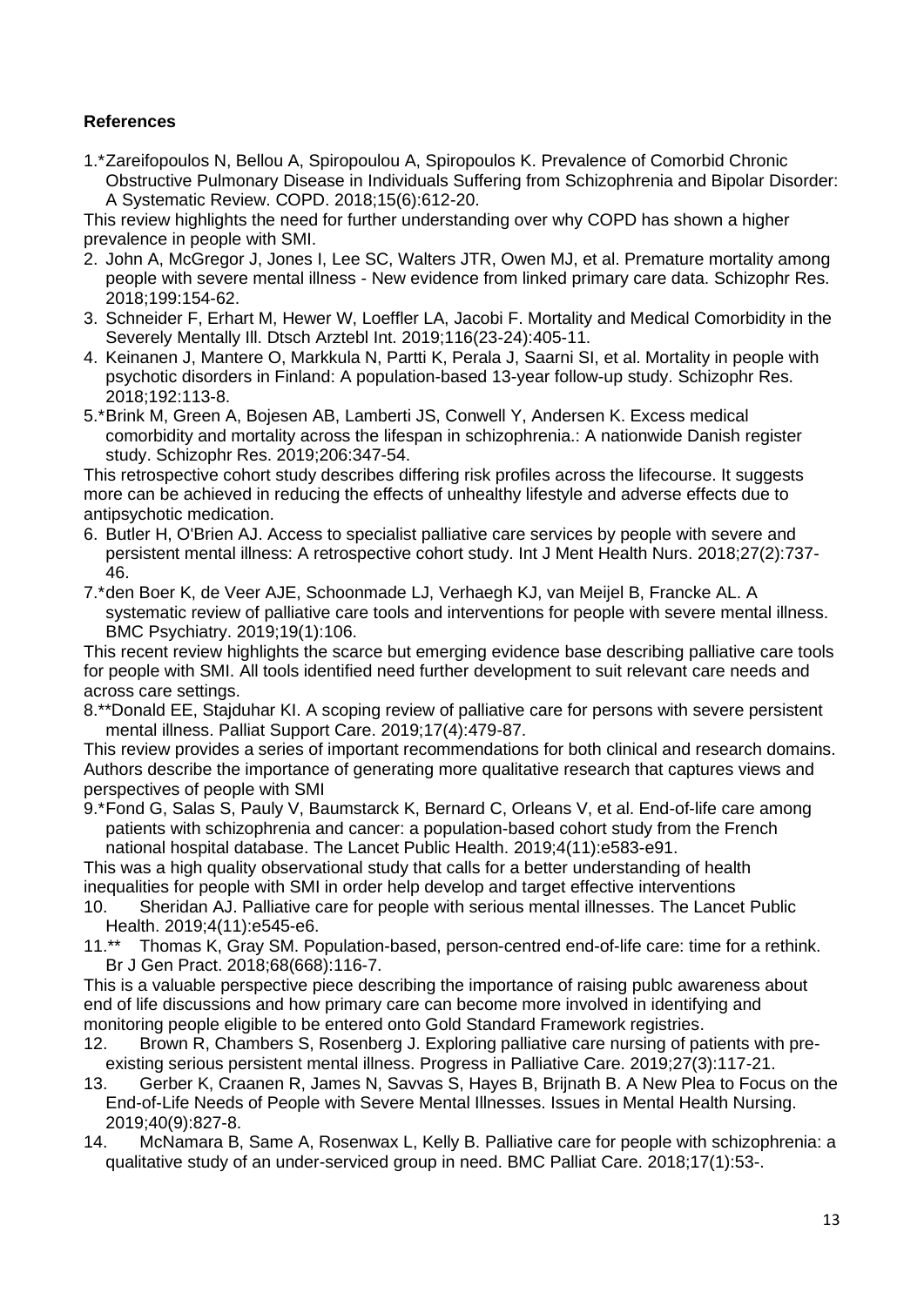### References

1.*Zareifopoulos N, Bellou A, Spiropoulou A, Spiropoulos K. Prevalence of Comorbid Chronic Obstructive Pulmonary Disease in Individuals Suffering from Schizophrenia and Bipolar Disorder: A Systematic Review. COPD. 2018;15(6):612-20.

This review highlights the need for further understanding over why COPD has shown a higher prevalence in people with SMI.

2. John A, McGregor J, Jones I, Lee SC, Walters JTR, Owen MJ, et al. Premature mortality among people with severe mental illness - New evidence from linked primary care data. Schizophr Res. 2018;199:154-62.
3. Schneider F, Erhart M, Hewer W, Loeffler LA, Jacobi F. Mortality and Medical Comorbidity in the Severely Mentally Ill. Dtsch Arztebl Int. 2019;116(23-24):405-11.
4. Keinanen J, Mantere O, Markkula N, Partti K, Perala J, Saarni SI, et al. Mortality in people with psychotic disorders in Finland: A population-based 13-year follow-up study. Schizophr Res. 2018;192:113-8.

5.*Brink M, Green A, Bojesen AB, Lamberti JS, Conwell Y, Andersen K. Excess medical comorbidity and mortality across the lifespan in schizophrenia.: A nationwide Danish register study. Schizophr Res. 2019;206:347-54.

This retrospective cohort study describes differing risk profiles across the lifecourse. It suggests more can be achieved in reducing the effects of unhealthy lifestyle and adverse effects due to antipsychotic medication.

6. Butler H, O'Brien AJ. Access to specialist palliative care services by people with severe and persistent mental illness: A retrospective cohort study. Int J Ment Health Nurs. 2018;27(2):737-46.

7.*den Boer K, de Veer AJE, Schoonmade LJ, Verhaegh KJ, van Meijel B, Francke AL. A systematic review of palliative care tools and interventions for people with severe mental illness. BMC Psychiatry. 2019;19(1):106.

This recent review highlights the scarce but emerging evidence base describing palliative care tools for people with SMI. All tools identified need further development to suit relevant care needs and across care settings.

8.**Donald EE, Stajduhar KI. A scoping review of palliative care for persons with severe persistent mental illness. Palliat Support Care. 2019;17(4):479-87.

This review provides a series of important recommendations for both clinical and research domains. Authors describe the importance of generating more qualitative research that captures views and perspectives of people with SMI

9.*Fond G, Salas S, Pauly V, Baumstarck K, Bernard C, Orleans V, et al. End-of-life care among patients with schizophrenia and cancer: a population-based cohort study from the French national hospital database. The Lancet Public Health. 2019;4(11):e583-e91.

This was a high quality observational study that calls for a better understanding of health inequalities for people with SMI in order help develop and target effective interventions

10. Sheridan AJ. Palliative care for people with serious mental illnesses. The Lancet Public Health. 2019;4(11):e545-e6.

11.** Thomas K, Gray SM. Population-based, person-centred end-of-life care: time for a rethink. Br J Gen Pract. 2018;68(668):116-7.

This is a valuable perspective piece describing the importance of raising publc awareness about end of life discussions and how primary care can become more involved in identifying and monitoring people eligible to be entered onto Gold Standard Framework registries.

12. Brown R, Chambers S, Rosenberg J. Exploring palliative care nursing of patients with pre-existing serious persistent mental illness. Progress in Palliative Care. 2019;27(3):117-21.
13. Gerber K, Craanen R, James N, Savvas S, Hayes B, Brijnath B. A New Plea to Focus on the End-of-Life Needs of People with Severe Mental Illnesses. Issues in Mental Health Nursing. 2019;40(9):827-8.
14. McNamara B, Same A, Rosenwax L, Kelly B. Palliative care for people with schizophrenia: a qualitative study of an under-serviced group in need. BMC Palliat Care. 2018;17(1):53-.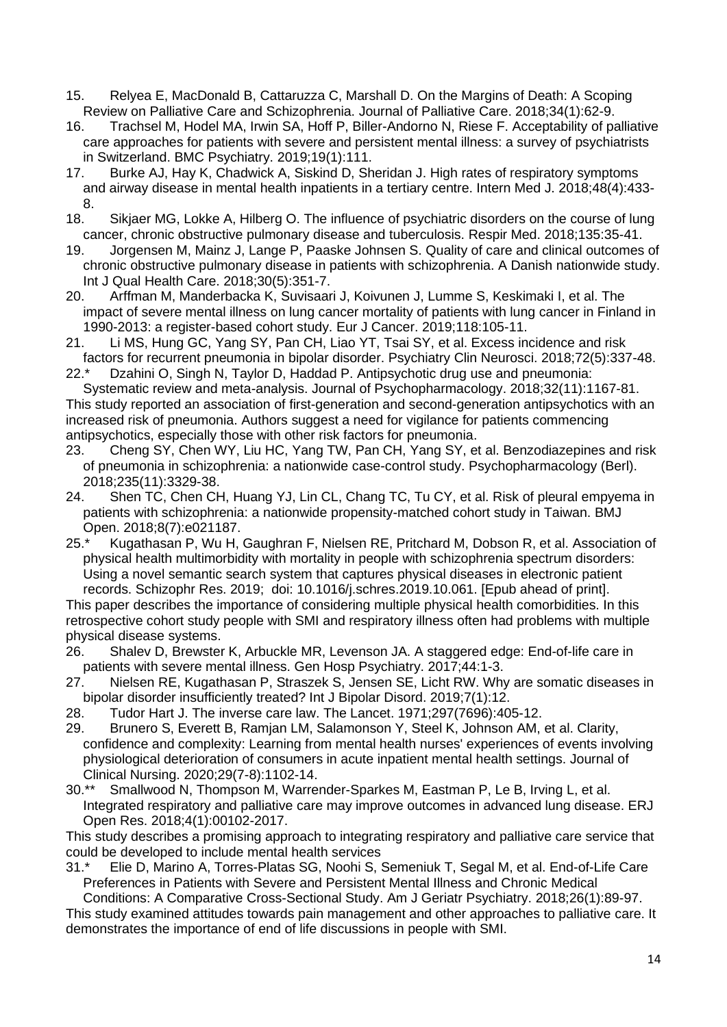15. Relyea E, MacDonald B, Cattaruzza C, Marshall D. On the Margins of Death: A Scoping Review on Palliative Care and Schizophrenia. Journal of Palliative Care. 2018;34(1):62-9.
16. Trachsel M, Hodel MA, Irwin SA, Hoff P, Biller-Andorno N, Riese F. Acceptability of palliative care approaches for patients with severe and persistent mental illness: a survey of psychiatrists in Switzerland. BMC Psychiatry. 2019;19(1):111.
17. Burke AJ, Hay K, Chadwick A, Siskind D, Sheridan J. High rates of respiratory symptoms and airway disease in mental health inpatients in a tertiary centre. Intern Med J. 2018;48(4):433-8.
18. Sikjaer MG, Lokke A, Hilberg O. The influence of psychiatric disorders on the course of lung cancer, chronic obstructive pulmonary disease and tuberculosis. Respir Med. 2018;135:35-41.
19. Jorgensen M, Mainz J, Lange P, Paaske Johnsen S. Quality of care and clinical outcomes of chronic obstructive pulmonary disease in patients with schizophrenia. A Danish nationwide study. Int J Qual Health Care. 2018;30(5):351-7.
20. Arffman M, Manderbacka K, Suvisaari J, Koivunen J, Lumme S, Keskimaki I, et al. The impact of severe mental illness on lung cancer mortality of patients with lung cancer in Finland in 1990-2013: a register-based cohort study. Eur J Cancer. 2019;118:105-11.
21. Li MS, Hung GC, Yang SY, Pan CH, Liao YT, Tsai SY, et al. Excess incidence and risk factors for recurrent pneumonia in bipolar disorder. Psychiatry Clin Neurosci. 2018;72(5):337-48.
22.* Dzahini O, Singh N, Taylor D, Haddad P. Antipsychotic drug use and pneumonia: Systematic review and meta-analysis. Journal of Psychopharmacology. 2018;32(11):1167-81.

This study reported an association of first-generation and second-generation antipsychotics with an increased risk of pneumonia. Authors suggest a need for vigilance for patients commencing antipsychotics, especially those with other risk factors for pneumonia.

23. Cheng SY, Chen WY, Liu HC, Yang TW, Pan CH, Yang SY, et al. Benzodiazepines and risk of pneumonia in schizophrenia: a nationwide case-control study. Psychopharmacology (Berl). 2018;235(11):3329-38.
24. Shen TC, Chen CH, Huang YJ, Lin CL, Chang TC, Tu CY, et al. Risk of pleural empyema in patients with schizophrenia: a nationwide propensity-matched cohort study in Taiwan. BMJ Open. 2018;8(7):e021187.
25.* Kugathasan P, Wu H, Gaughran F, Nielsen RE, Pritchard M, Dobson R, et al. Association of physical health multimorbidity with mortality in people with schizophrenia spectrum disorders: Using a novel semantic search system that captures physical diseases in electronic patient records. Schizophr Res. 2019; doi: 10.1016/j.schres.2019.10.061. [Epub ahead of print].

This paper describes the importance of considering multiple physical health comorbidities. In this retrospective cohort study people with SMI and respiratory illness often had problems with multiple physical disease systems.

26. Shalev D, Brewster K, Arbuckle MR, Levenson JA. A staggered edge: End-of-life care in patients with severe mental illness. Gen Hosp Psychiatry. 2017;44:1-3.
27. Nielsen RE, Kugathasan P, Straszek S, Jensen SE, Licht RW. Why are somatic diseases in bipolar disorder insufficiently treated? Int J Bipolar Disord. 2019;7(1):12.
28. Tudor Hart J. The inverse care law. The Lancet. 1971;297(7696):405-12.
29. Brunero S, Everett B, Ramjan LM, Salamonson Y, Steel K, Johnson AM, et al. Clarity, confidence and complexity: Learning from mental health nurses' experiences of events involving physiological deterioration of consumers in acute inpatient mental health settings. Journal of Clinical Nursing. 2020;29(7-8):1102-14.
30.** Smallwood N, Thompson M, Warrender-Sparkes M, Eastman P, Le B, Irving L, et al. Integrated respiratory and palliative care may improve outcomes in advanced lung disease. ERJ Open Res. 2018;4(1):00102-2017.

This study describes a promising approach to integrating respiratory and palliative care service that could be developed to include mental health services

31.* Elie D, Marino A, Torres-Platas SG, Noohi S, Semeniuk T, Segal M, et al. End-of-Life Care Preferences in Patients with Severe and Persistent Mental Illness and Chronic Medical Conditions: A Comparative Cross-Sectional Study. Am J Geriatr Psychiatry. 2018;26(1):89-97.

This study examined attitudes towards pain management and other approaches to palliative care. It demonstrates the importance of end of life discussions in people with SMI.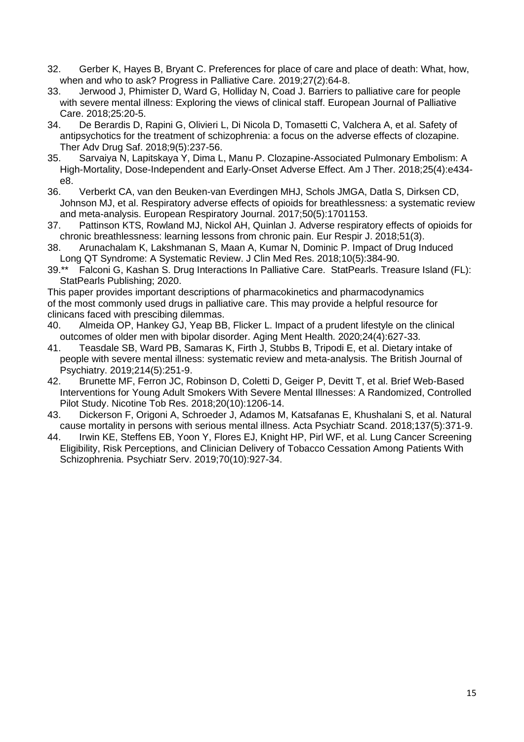32. Gerber K, Hayes B, Bryant C. Preferences for place of care and place of death: What, how, when and who to ask? Progress in Palliative Care. 2019;27(2):64-8.
33. Jerwood J, Phimister D, Ward G, Holliday N, Coad J. Barriers to palliative care for people with severe mental illness: Exploring the views of clinical staff. European Journal of Palliative Care. 2018;25:20-5.
34. De Berardis D, Rapini G, Olivieri L, Di Nicola D, Tomasetti C, Valchera A, et al. Safety of antipsychotics for the treatment of schizophrenia: a focus on the adverse effects of clozapine. Ther Adv Drug Saf. 2018;9(5):237-56.
35. Sarvaiya N, Lapitskaya Y, Dima L, Manu P. Clozapine-Associated Pulmonary Embolism: A High-Mortality, Dose-Independent and Early-Onset Adverse Effect. Am J Ther. 2018;25(4):e434-e8.
36. Verberkt CA, van den Beuken-van Everdingen MHJ, Schols JMGA, Datla S, Dirksen CD, Johnson MJ, et al. Respiratory adverse effects of opioids for breathlessness: a systematic review and meta-analysis. European Respiratory Journal. 2017;50(5):1701153.
37. Pattinson KTS, Rowland MJ, Nickol AH, Quinlan J. Adverse respiratory effects of opioids for chronic breathlessness: learning lessons from chronic pain. Eur Respir J. 2018;51(3).
38. Arunachalam K, Lakshmanan S, Maan A, Kumar N, Dominic P. Impact of Drug Induced Long QT Syndrome: A Systematic Review. J Clin Med Res. 2018;10(5):384-90.
39.** Falconi G, Kashan S. Drug Interactions In Palliative Care. StatPearls. Treasure Island (FL): StatPearls Publishing; 2020.

This paper provides important descriptions of pharmacokinetics and pharmacodynamics of the most commonly used drugs in palliative care. This may provide a helpful resource for clinicans faced with prescibing dilemmas.

40. Almeida OP, Hankey GJ, Yeap BB, Flicker L. Impact of a prudent lifestyle on the clinical outcomes of older men with bipolar disorder. Aging Ment Health. 2020;24(4):627-33.
41. Teasdale SB, Ward PB, Samaras K, Firth J, Stubbs B, Tripodi E, et al. Dietary intake of people with severe mental illness: systematic review and meta-analysis. The British Journal of Psychiatry. 2019;214(5):251-9.
42. Brunette MF, Ferron JC, Robinson D, Coletti D, Geiger P, Devitt T, et al. Brief Web-Based Interventions for Young Adult Smokers With Severe Mental Illnesses: A Randomized, Controlled Pilot Study. Nicotine Tob Res. 2018;20(10):1206-14.
43. Dickerson F, Origoni A, Schroeder J, Adamos M, Katsafanas E, Khushalani S, et al. Natural cause mortality in persons with serious mental illness. Acta Psychiatr Scand. 2018;137(5):371-9.
44. Irwin KE, Steffens EB, Yoon Y, Flores EJ, Knight HP, Pirl WF, et al. Lung Cancer Screening Eligibility, Risk Perceptions, and Clinician Delivery of Tobacco Cessation Among Patients With Schizophrenia. Psychiatr Serv. 2019;70(10):927-34.